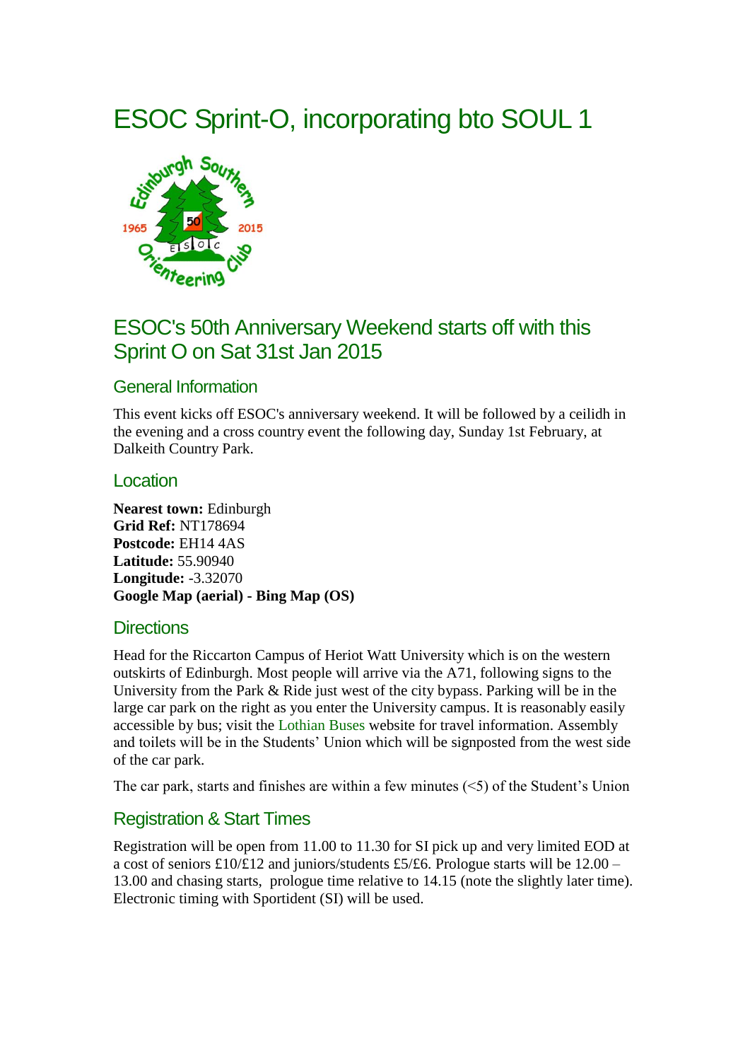# ESOC Sprint-O, incorporating bto SOUL 1

## ESOC's 50th Anniversary Weekend starts off with this Sprint O on Sat 31st Jan 2015

### General Information

This event kicks off ESOC's anniversary weekend. It will be followed by a ceilidh in the evening and a cross country event the following day, Sunday 1st February, at Dalkeith Country Park.

### Location

**Nearest town:** Edinburgh
**Grid Ref:** NT178694
**Postcode:** EH14 4AS
**Latitude:** 55.90940
**Longitude:** -3.32070
**Google Map (aerial) - Bing Map (OS)**

### Directions

Head for the Riccarton Campus of Heriot Watt University which is on the western outskirts of Edinburgh. Most people will arrive via the A71, following signs to the University from the Park & Ride just west of the city bypass. Parking will be in the large car park on the right as you enter the University campus. It is reasonably easily accessible by bus; visit the Lothian Buses website for travel information. Assembly and toilets will be in the Students' Union which will be signposted from the west side of the car park.

The car park, starts and finishes are within a few minutes (<5) of the Student's Union

### Registration & Start Times

Registration will be open from 11.00 to 11.30 for SI pick up and very limited EOD at a cost of seniors £10/£12 and juniors/students £5/£6. Prologue starts will be 12.00 – 13.00 and chasing starts, prologue time relative to 14.15 (note the slightly later time). Electronic timing with Sportident (SI) will be used.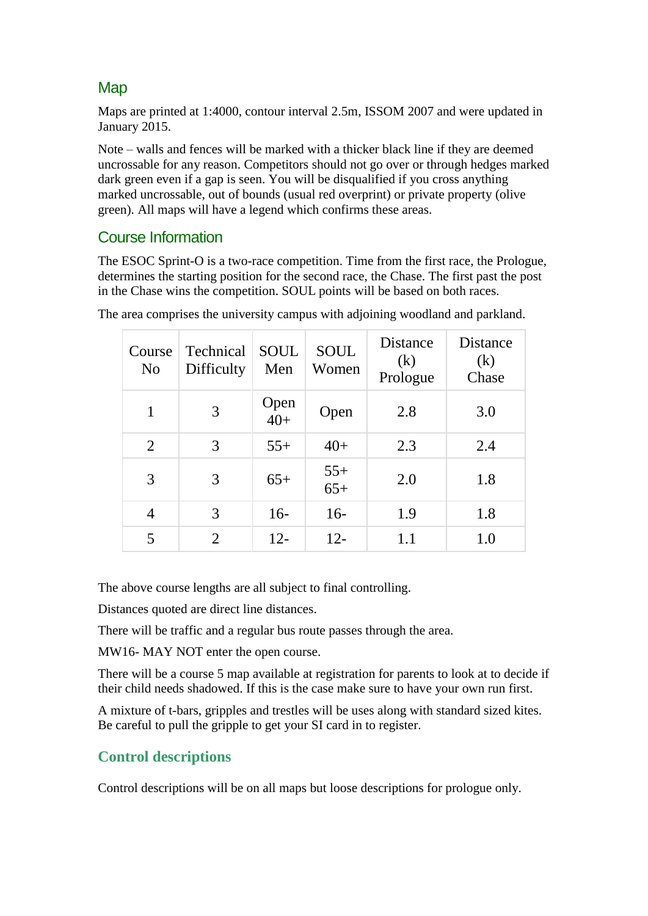## Map

Maps are printed at 1:4000, contour interval 2.5m, ISSOM 2007 and were updated in January 2015.

Note – walls and fences will be marked with a thicker black line if they are deemed uncrossable for any reason. Competitors should not go over or through hedges marked dark green even if a gap is seen. You will be disqualified if you cross anything marked uncrossable, out of bounds (usual red overprint) or private property (olive green). All maps will have a legend which confirms these areas.

## Course Information

The ESOC Sprint-O is a two-race competition. Time from the first race, the Prologue, determines the starting position for the second race, the Chase. The first past the post in the Chase wins the competition. SOUL points will be based on both races.

The area comprises the university campus with adjoining woodland and parkland.

| Course No | Technical Difficulty | SOUL Men | SOUL Women | Distance (k) Prologue | Distance (k) Chase |
|---|---|---|---|---|---|
| 1 | 3 | Open 40+ | Open | 2.8 | 3.0 |
| 2 | 3 | 55+ | 40+ | 2.3 | 2.4 |
| 3 | 3 | 65+ | 55+ 65+ | 2.0 | 1.8 |
| 4 | 3 | 16- | 16- | 1.9 | 1.8 |
| 5 | 2 | 12- | 12- | 1.1 | 1.0 |

The above course lengths are all subject to final controlling.

Distances quoted are direct line distances.

There will be traffic and a regular bus route passes through the area.

MW16- MAY NOT enter the open course.

There will be a course 5 map available at registration for parents to look at to decide if their child needs shadowed. If this is the case make sure to have your own run first.

A mixture of t-bars, gripples and trestles will be uses along with standard sized kites. Be careful to pull the gripple to get your SI card in to register.

## Control descriptions

Control descriptions will be on all maps but loose descriptions for prologue only.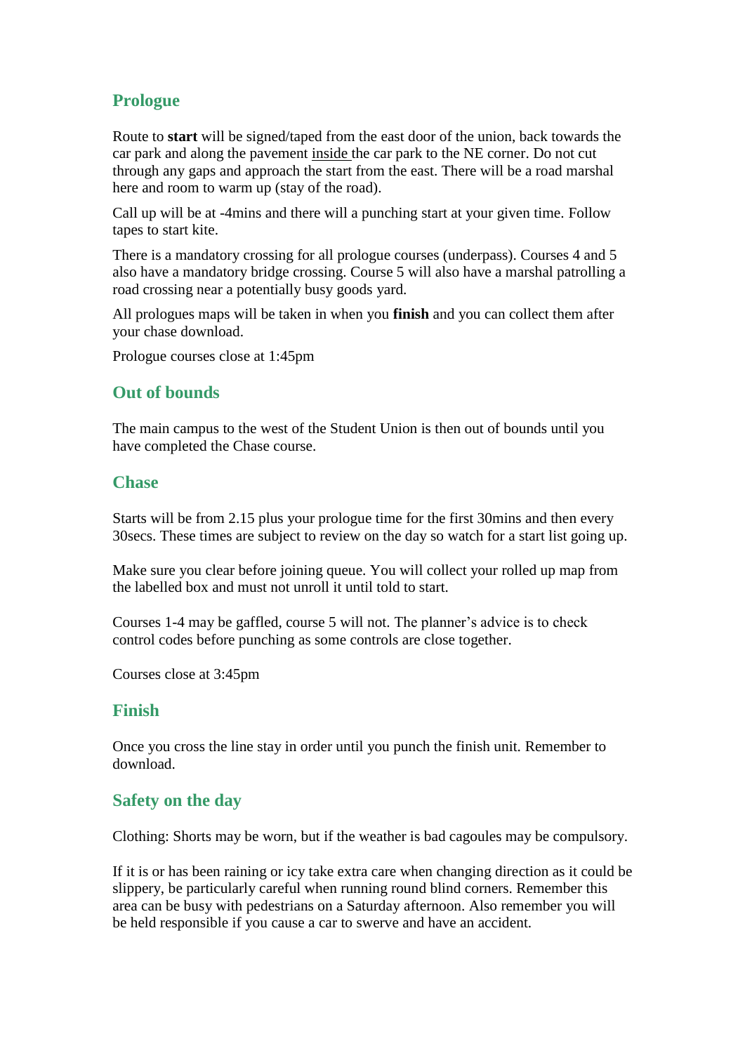## Prologue

Route to **start** will be signed/taped from the east door of the union, back towards the car park and along the pavement inside the car park to the NE corner. Do not cut through any gaps and approach the start from the east. There will be a road marshal here and room to warm up (stay of the road).

Call up will be at -4mins and there will a punching start at your given time. Follow tapes to start kite.

There is a mandatory crossing for all prologue courses (underpass). Courses 4 and 5 also have a mandatory bridge crossing. Course 5 will also have a marshal patrolling a road crossing near a potentially busy goods yard.

All prologues maps will be taken in when you **finish** and you can collect them after your chase download.

Prologue courses close at 1:45pm

## Out of bounds

The main campus to the west of the Student Union is then out of bounds until you have completed the Chase course.

## Chase

Starts will be from 2.15 plus your prologue time for the first 30mins and then every 30secs. These times are subject to review on the day so watch for a start list going up.

Make sure you clear before joining queue. You will collect your rolled up map from the labelled box and must not unroll it until told to start.

Courses 1-4 may be gaffled, course 5 will not. The planner's advice is to check control codes before punching as some controls are close together.

Courses close at 3:45pm

## Finish

Once you cross the line stay in order until you punch the finish unit. Remember to download.

## Safety on the day

Clothing: Shorts may be worn, but if the weather is bad cagoules may be compulsory.

If it is or has been raining or icy take extra care when changing direction as it could be slippery, be particularly careful when running round blind corners. Remember this area can be busy with pedestrians on a Saturday afternoon. Also remember you will be held responsible if you cause a car to swerve and have an accident.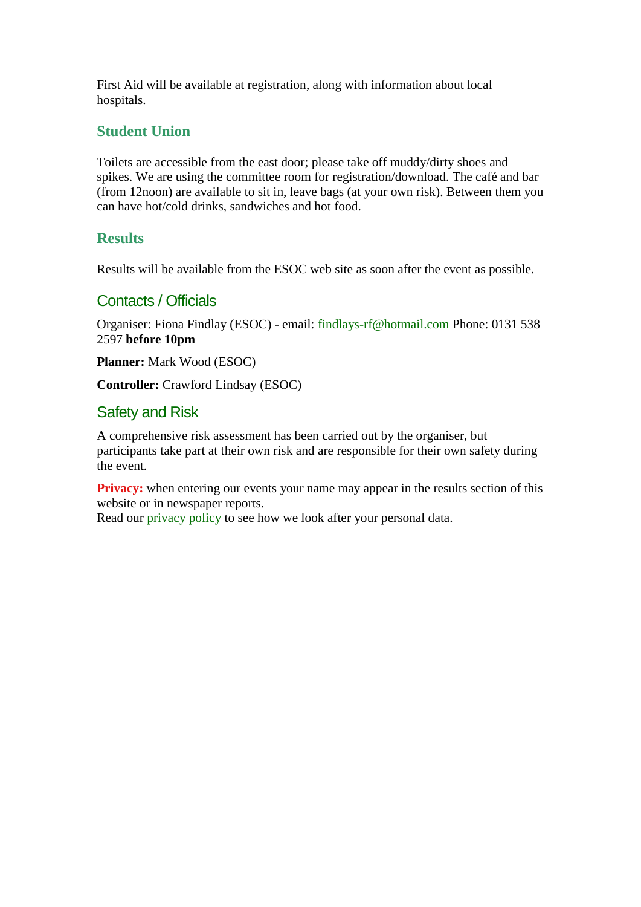First Aid will be available at registration, along with information about local hospitals.

## Student Union

Toilets are accessible from the east door; please take off muddy/dirty shoes and spikes. We are using the committee room for registration/download. The café and bar (from 12noon) are available to sit in, leave bags (at your own risk). Between them you can have hot/cold drinks, sandwiches and hot food.

## Results

Results will be available from the ESOC web site as soon after the event as possible.

## Contacts / Officials

Organiser: Fiona Findlay (ESOC) - email: findlays-rf@hotmail.com Phone: 0131 538 2597 **before 10pm**

**Planner:** Mark Wood (ESOC)

**Controller:** Crawford Lindsay (ESOC)

## Safety and Risk

A comprehensive risk assessment has been carried out by the organiser, but participants take part at their own risk and are responsible for their own safety during the event.

**Privacy:** when entering our events your name may appear in the results section of this website or in newspaper reports.
Read our privacy policy to see how we look after your personal data.